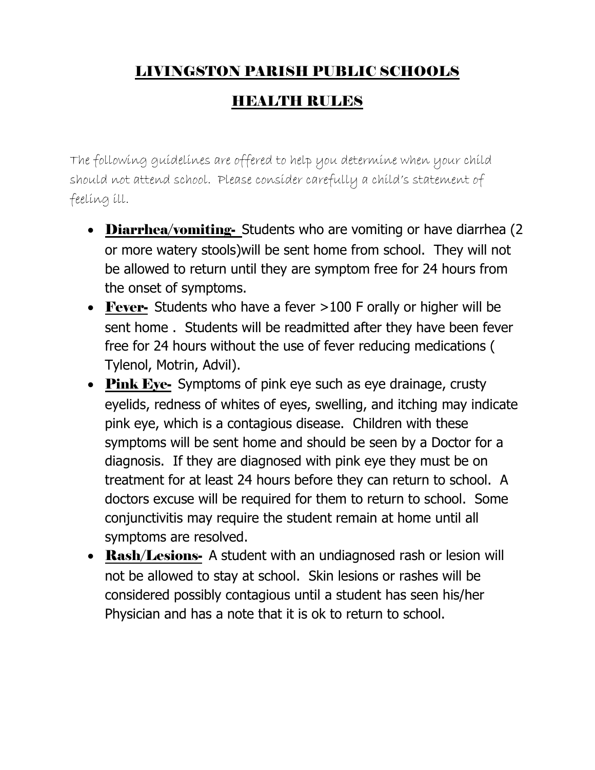# LIVINGSTON PARISH PUBLIC SCHOOLS

## HEALTH RULES

The following guidelines are offered to help you determine when your child should not attend school. Please consider carefully a child's statement of feeling ill.

- **Diarrhea/vomiting-** Students who are vomiting or have diarrhea (2 or more watery stools)will be sent home from school. They will not be allowed to return until they are symptom free for 24 hours from the onset of symptoms.
- **Fever-** Students who have a fever >100 F orally or higher will be sent home . Students will be readmitted after they have been fever free for 24 hours without the use of fever reducing medications ( Tylenol, Motrin, Advil).
- **Pink Eye-** Symptoms of pink eye such as eye drainage, crusty eyelids, redness of whites of eyes, swelling, and itching may indicate pink eye, which is a contagious disease. Children with these symptoms will be sent home and should be seen by a Doctor for a diagnosis. If they are diagnosed with pink eye they must be on treatment for at least 24 hours before they can return to school. A doctors excuse will be required for them to return to school. Some conjunctivitis may require the student remain at home until all symptoms are resolved.
- **Rash/Lesions-** A student with an undiagnosed rash or lesion will not be allowed to stay at school. Skin lesions or rashes will be considered possibly contagious until a student has seen his/her Physician and has a note that it is ok to return to school.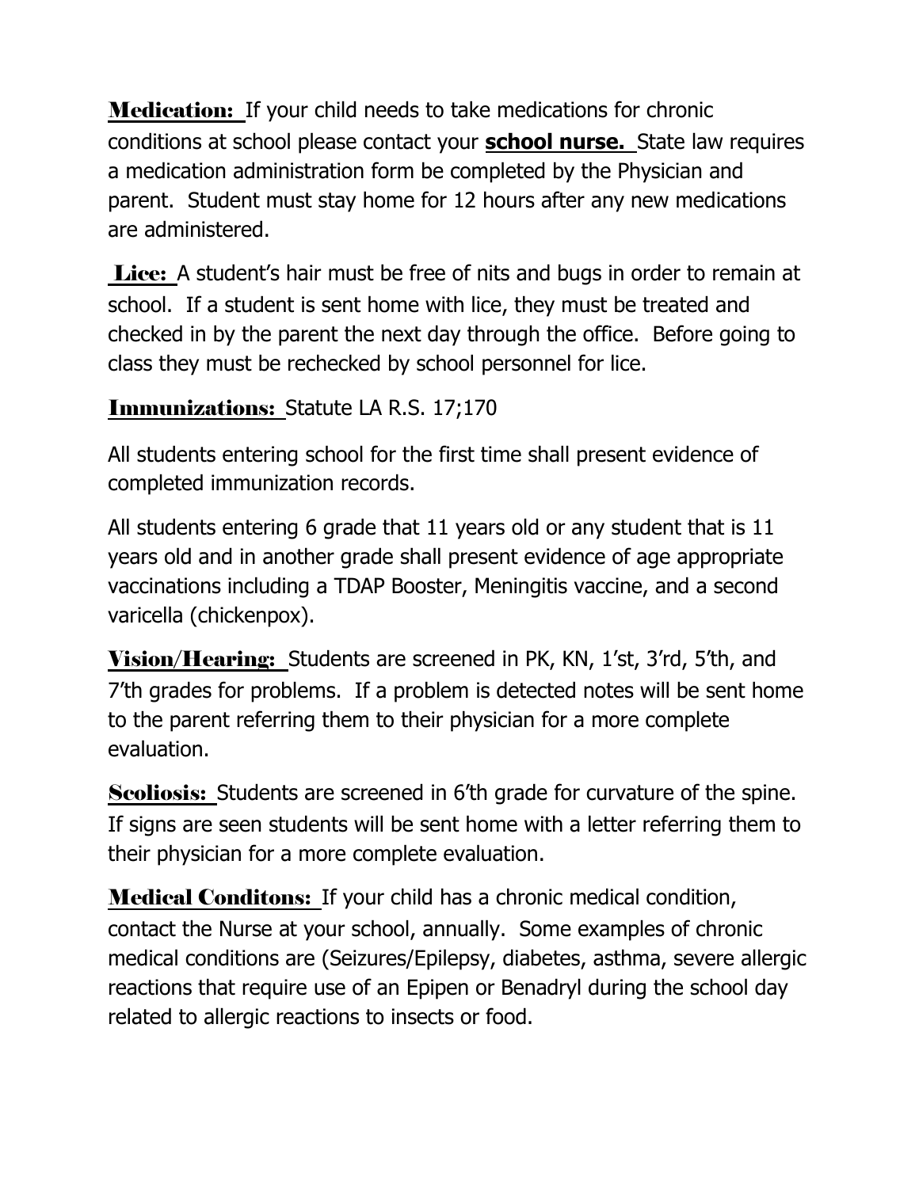**Medication:** If your child needs to take medications for chronic conditions at school please contact your **school nurse.** State law requires a medication administration form be completed by the Physician and parent. Student must stay home for 12 hours after any new medications are administered.

**Lice:** A student's hair must be free of nits and bugs in order to remain at school. If a student is sent home with lice, they must be treated and checked in by the parent the next day through the office. Before going to class they must be rechecked by school personnel for lice.

**Immunizations:** Statute LA R.S. 17;170

All students entering school for the first time shall present evidence of completed immunization records.

All students entering 6 grade that 11 years old or any student that is 11 years old and in another grade shall present evidence of age appropriate vaccinations including a TDAP Booster, Meningitis vaccine, and a second varicella (chickenpox).

**Vision/Hearing:** Students are screened in PK, KN, 1'st, 3'rd, 5'th, and 7'th grades for problems. If a problem is detected notes will be sent home to the parent referring them to their physician for a more complete evaluation.

**Scoliosis:** Students are screened in 6'th grade for curvature of the spine. If signs are seen students will be sent home with a letter referring them to their physician for a more complete evaluation.

**Medical Conditons:** If your child has a chronic medical condition, contact the Nurse at your school, annually. Some examples of chronic medical conditions are (Seizures/Epilepsy, diabetes, asthma, severe allergic reactions that require use of an Epipen or Benadryl during the school day related to allergic reactions to insects or food.